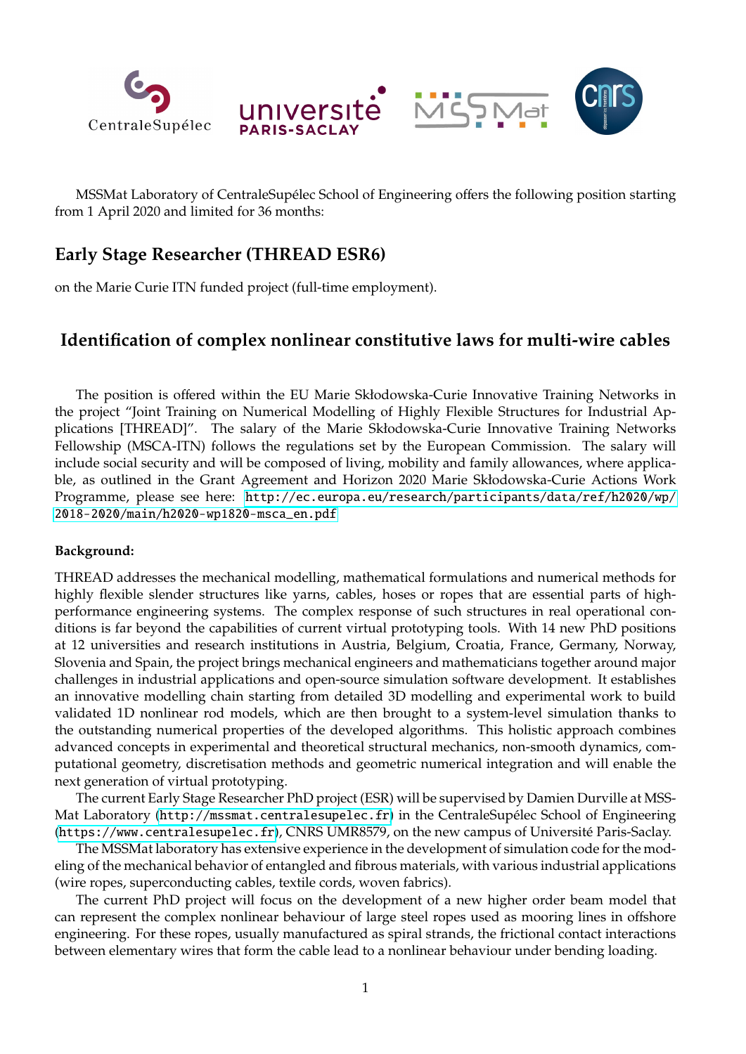MSSMat Laboratory of CentraleSupélec School of Engineering offers the following position starting from 1 April 2020 and limited for 36 months:

## Early Stage Researcher (THREAD ESR6)

on the Marie Curie ITN funded project (full-time employment).

## Identification of complex nonlinear constitutive laws for multi-wire cables

The position is offered within the EU Marie Skłodowska-Curie Innovative Training Networks in the project "Joint Training on Numerical Modelling of Highly Flexible Structures for Industrial Applications [THREAD]". The salary of the Marie Skłodowska-Curie Innovative Training Networks Fellowship (MSCA-ITN) follows the regulations set by the European Commission. The salary will include social security and will be composed of living, mobility and family allowances, where applicable, as outlined in the Grant Agreement and Horizon 2020 Marie Skłodowska-Curie Actions Work Programme, please see here: http://ec.europa.eu/research/participants/data/ref/h2020/wp/2018-2020/main/h2020-wp1820-msca_en.pdf

**Background:**

THREAD addresses the mechanical modelling, mathematical formulations and numerical methods for highly flexible slender structures like yarns, cables, hoses or ropes that are essential parts of high-performance engineering systems. The complex response of such structures in real operational conditions is far beyond the capabilities of current virtual prototyping tools. With 14 new PhD positions at 12 universities and research institutions in Austria, Belgium, Croatia, France, Germany, Norway, Slovenia and Spain, the project brings mechanical engineers and mathematicians together around major challenges in industrial applications and open-source simulation software development. It establishes an innovative modelling chain starting from detailed 3D modelling and experimental work to build validated 1D nonlinear rod models, which are then brought to a system-level simulation thanks to the outstanding numerical properties of the developed algorithms. This holistic approach combines advanced concepts in experimental and theoretical structural mechanics, non-smooth dynamics, computational geometry, discretisation methods and geometric numerical integration and will enable the next generation of virtual prototyping.

The current Early Stage Researcher PhD project (ESR) will be supervised by Damien Durville at MSSMat Laboratory (http://mssmat.centralesupelec.fr) in the CentraleSupélec School of Engineering (https://www.centralesupelec.fr), CNRS UMR8579, on the new campus of Université Paris-Saclay.

The MSSMat laboratory has extensive experience in the development of simulation code for the modeling of the mechanical behavior of entangled and fibrous materials, with various industrial applications (wire ropes, superconducting cables, textile cords, woven fabrics).

The current PhD project will focus on the development of a new higher order beam model that can represent the complex nonlinear behaviour of large steel ropes used as mooring lines in offshore engineering. For these ropes, usually manufactured as spiral strands, the frictional contact interactions between elementary wires that form the cable lead to a nonlinear behaviour under bending loading.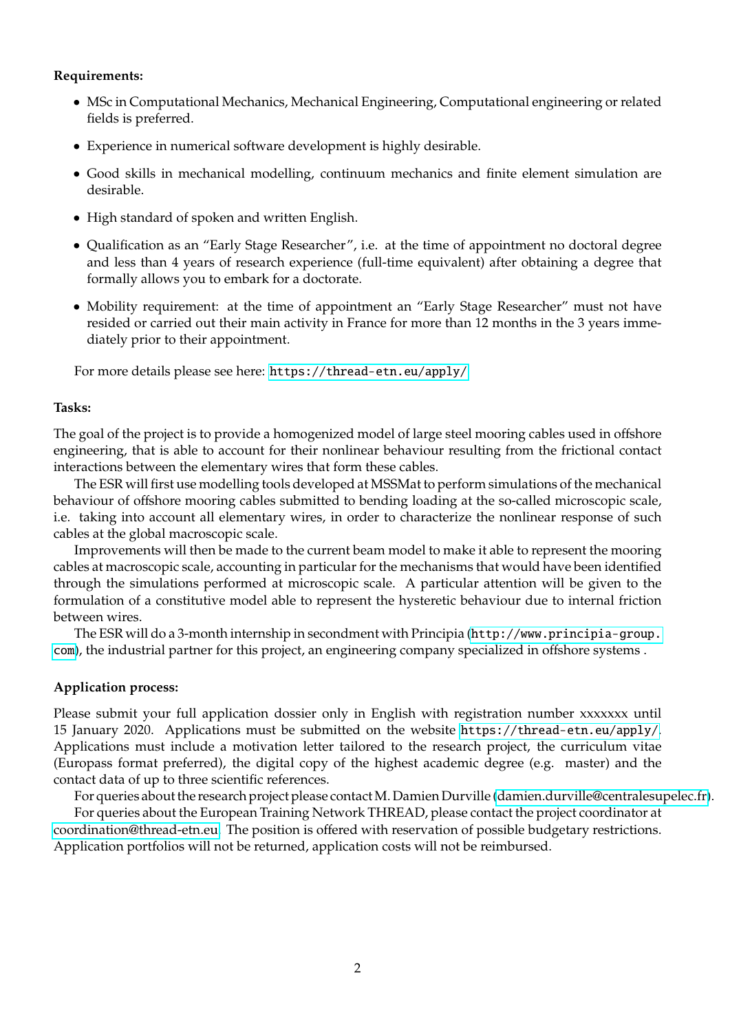**Requirements:**

- MSc in Computational Mechanics, Mechanical Engineering, Computational engineering or related fields is preferred.
- Experience in numerical software development is highly desirable.
- Good skills in mechanical modelling, continuum mechanics and finite element simulation are desirable.
- High standard of spoken and written English.
- Qualification as an "Early Stage Researcher", i.e. at the time of appointment no doctoral degree and less than 4 years of research experience (full-time equivalent) after obtaining a degree that formally allows you to embark for a doctorate.
- Mobility requirement: at the time of appointment an "Early Stage Researcher" must not have resided or carried out their main activity in France for more than 12 months in the 3 years immediately prior to their appointment.

For more details please see here: https://thread-etn.eu/apply/

**Tasks:**

The goal of the project is to provide a homogenized model of large steel mooring cables used in offshore engineering, that is able to account for their nonlinear behaviour resulting from the frictional contact interactions between the elementary wires that form these cables.

The ESR will first use modelling tools developed at MSSMat to perform simulations of the mechanical behaviour of offshore mooring cables submitted to bending loading at the so-called microscopic scale, i.e. taking into account all elementary wires, in order to characterize the nonlinear response of such cables at the global macroscopic scale.

Improvements will then be made to the current beam model to make it able to represent the mooring cables at macroscopic scale, accounting in particular for the mechanisms that would have been identified through the simulations performed at microscopic scale. A particular attention will be given to the formulation of a constitutive model able to represent the hysteretic behaviour due to internal friction between wires.

The ESR will do a 3-month internship in secondment with Principia (http://www.principia-group.com), the industrial partner for this project, an engineering company specialized in offshore systems .

**Application process:**

Please submit your full application dossier only in English with registration number xxxxxxx until 15 January 2020. Applications must be submitted on the website https://thread-etn.eu/apply/. Applications must include a motivation letter tailored to the research project, the curriculum vitae (Europass format preferred), the digital copy of the highest academic degree (e.g. master) and the contact data of up to three scientific references.

For queries about the research project please contact M. Damien Durville (damien.durville@centralesupelec.fr).

For queries about the European Training Network THREAD, please contact the project coordinator at coordination@thread-etn.eu. The position is offered with reservation of possible budgetary restrictions. Application portfolios will not be returned, application costs will not be reimbursed.